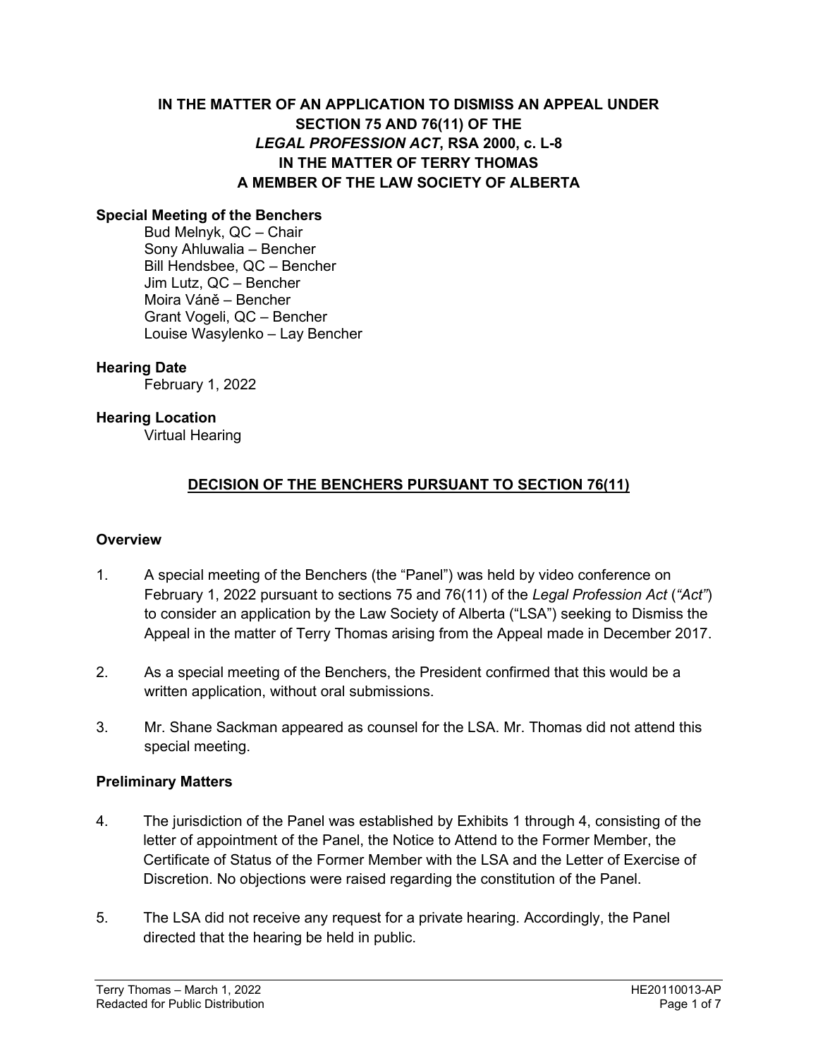**IN THE MATTER OF AN APPLICATION TO DISMISS AN APPEAL UNDER SECTION 75 AND 76(11) OF THE *LEGAL PROFESSION ACT*, RSA 2000, c. L-8**
**IN THE MATTER OF TERRY THOMAS**
**A MEMBER OF THE LAW SOCIETY OF ALBERTA**

**Special Meeting of the Benchers**

Bud Melnyk, QC – Chair
Sony Ahluwalia – Bencher
Bill Hendsbee, QC – Bencher
Jim Lutz, QC – Bencher
Moira Váně – Bencher
Grant Vogeli, QC – Bencher
Louise Wasylenko – Lay Bencher

**Hearing Date**

February 1, 2022

**Hearing Location**

Virtual Hearing

## DECISION OF THE BENCHERS PURSUANT TO SECTION 76(11)

### Overview

1. A special meeting of the Benchers (the "Panel") was held by video conference on February 1, 2022 pursuant to sections 75 and 76(11) of the *Legal Profession Act* (*"Act"*) to consider an application by the Law Society of Alberta ("LSA") seeking to Dismiss the Appeal in the matter of Terry Thomas arising from the Appeal made in December 2017.

2. As a special meeting of the Benchers, the President confirmed that this would be a written application, without oral submissions.

3. Mr. Shane Sackman appeared as counsel for the LSA. Mr. Thomas did not attend this special meeting.

### Preliminary Matters

4. The jurisdiction of the Panel was established by Exhibits 1 through 4, consisting of the letter of appointment of the Panel, the Notice to Attend to the Former Member, the Certificate of Status of the Former Member with the LSA and the Letter of Exercise of Discretion. No objections were raised regarding the constitution of the Panel.

5. The LSA did not receive any request for a private hearing. Accordingly, the Panel directed that the hearing be held in public.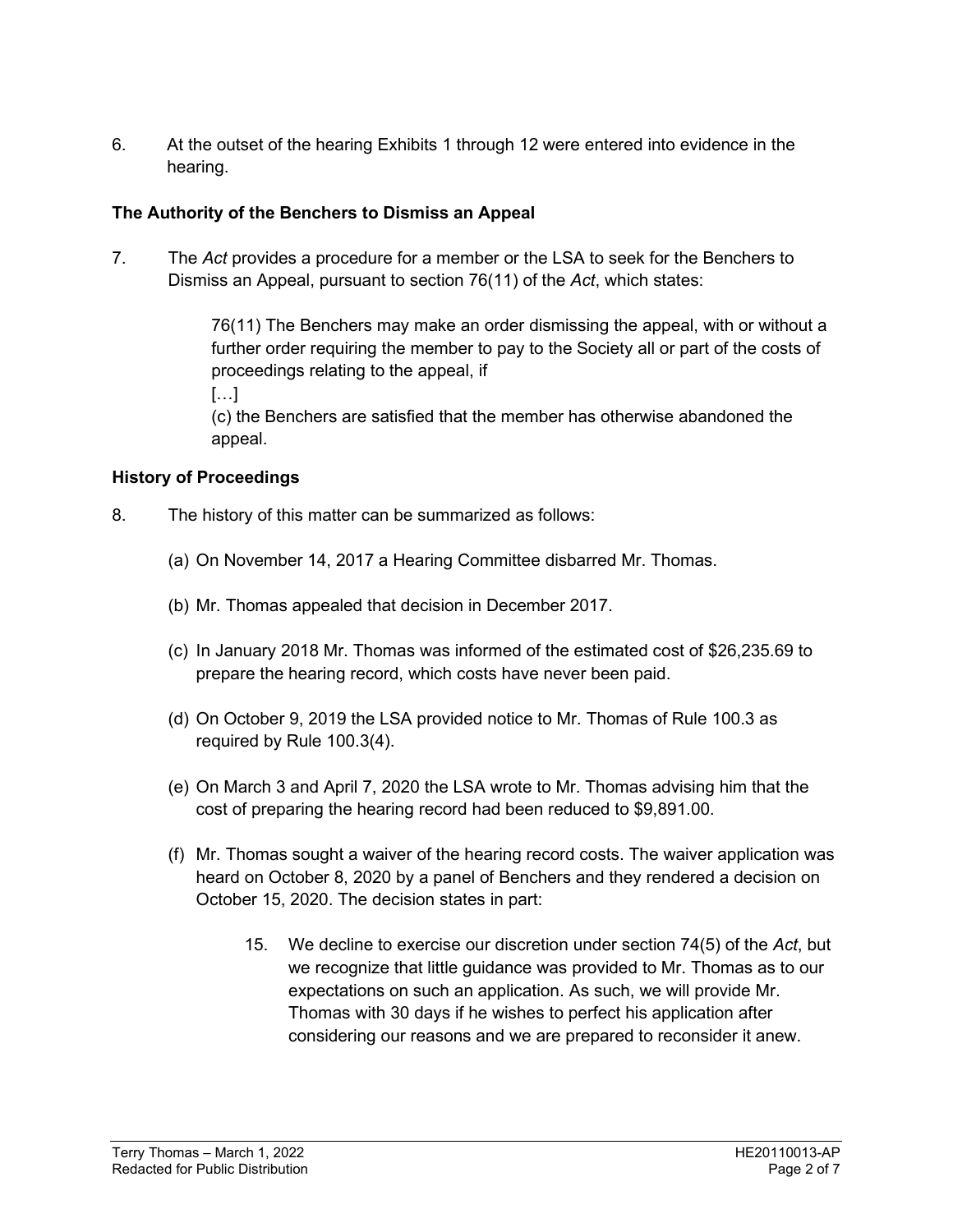6. At the outset of the hearing Exhibits 1 through 12 were entered into evidence in the hearing.

**The Authority of the Benchers to Dismiss an Appeal**

7. The *Act* provides a procedure for a member or the LSA to seek for the Benchers to Dismiss an Appeal, pursuant to section 76(11) of the *Act*, which states:

> 76(11) The Benchers may make an order dismissing the appeal, with or without a further order requiring the member to pay to the Society all or part of the costs of proceedings relating to the appeal, if
> […]
> (c) the Benchers are satisfied that the member has otherwise abandoned the appeal.

**History of Proceedings**

8. The history of this matter can be summarized as follows:

   (a) On November 14, 2017 a Hearing Committee disbarred Mr. Thomas.

   (b) Mr. Thomas appealed that decision in December 2017.

   (c) In January 2018 Mr. Thomas was informed of the estimated cost of $26,235.69 to prepare the hearing record, which costs have never been paid.

   (d) On October 9, 2019 the LSA provided notice to Mr. Thomas of Rule 100.3 as required by Rule 100.3(4).

   (e) On March 3 and April 7, 2020 the LSA wrote to Mr. Thomas advising him that the cost of preparing the hearing record had been reduced to $9,891.00.

   (f) Mr. Thomas sought a waiver of the hearing record costs. The waiver application was heard on October 8, 2020 by a panel of Benchers and they rendered a decision on October 15, 2020. The decision states in part:

   > 15. We decline to exercise our discretion under section 74(5) of the *Act*, but we recognize that little guidance was provided to Mr. Thomas as to our expectations on such an application. As such, we will provide Mr. Thomas with 30 days if he wishes to perfect his application after considering our reasons and we are prepared to reconsider it anew.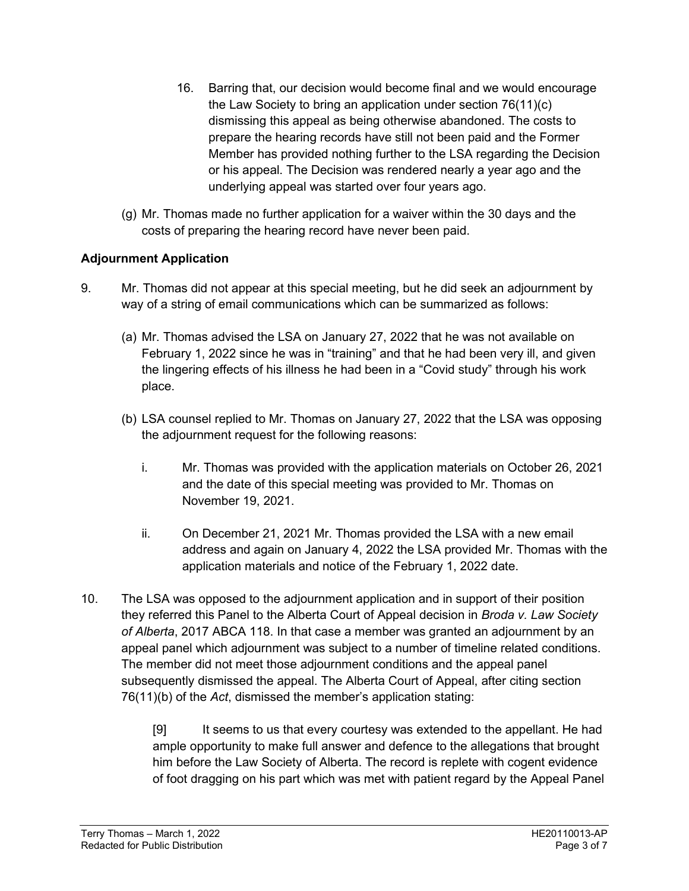16. Barring that, our decision would become final and we would encourage the Law Society to bring an application under section 76(11)(c) dismissing this appeal as being otherwise abandoned. The costs to prepare the hearing records have still not been paid and the Former Member has provided nothing further to the LSA regarding the Decision or his appeal. The Decision was rendered nearly a year ago and the underlying appeal was started over four years ago.

(g) Mr. Thomas made no further application for a waiver within the 30 days and the costs of preparing the hearing record have never been paid.

**Adjournment Application**

9. Mr. Thomas did not appear at this special meeting, but he did seek an adjournment by way of a string of email communications which can be summarized as follows:

   (a) Mr. Thomas advised the LSA on January 27, 2022 that he was not available on February 1, 2022 since he was in "training" and that he had been very ill, and given the lingering effects of his illness he had been in a "Covid study" through his work place.

   (b) LSA counsel replied to Mr. Thomas on January 27, 2022 that the LSA was opposing the adjournment request for the following reasons:

      i. Mr. Thomas was provided with the application materials on October 26, 2021 and the date of this special meeting was provided to Mr. Thomas on November 19, 2021.

      ii. On December 21, 2021 Mr. Thomas provided the LSA with a new email address and again on January 4, 2022 the LSA provided Mr. Thomas with the application materials and notice of the February 1, 2022 date.

10. The LSA was opposed to the adjournment application and in support of their position they referred this Panel to the Alberta Court of Appeal decision in *Broda v. Law Society of Alberta*, 2017 ABCA 118. In that case a member was granted an adjournment by an appeal panel which adjournment was subject to a number of timeline related conditions. The member did not meet those adjournment conditions and the appeal panel subsequently dismissed the appeal. The Alberta Court of Appeal, after citing section 76(11)(b) of the *Act*, dismissed the member's application stating:

    [9] It seems to us that every courtesy was extended to the appellant. He had ample opportunity to make full answer and defence to the allegations that brought him before the Law Society of Alberta. The record is replete with cogent evidence of foot dragging on his part which was met with patient regard by the Appeal Panel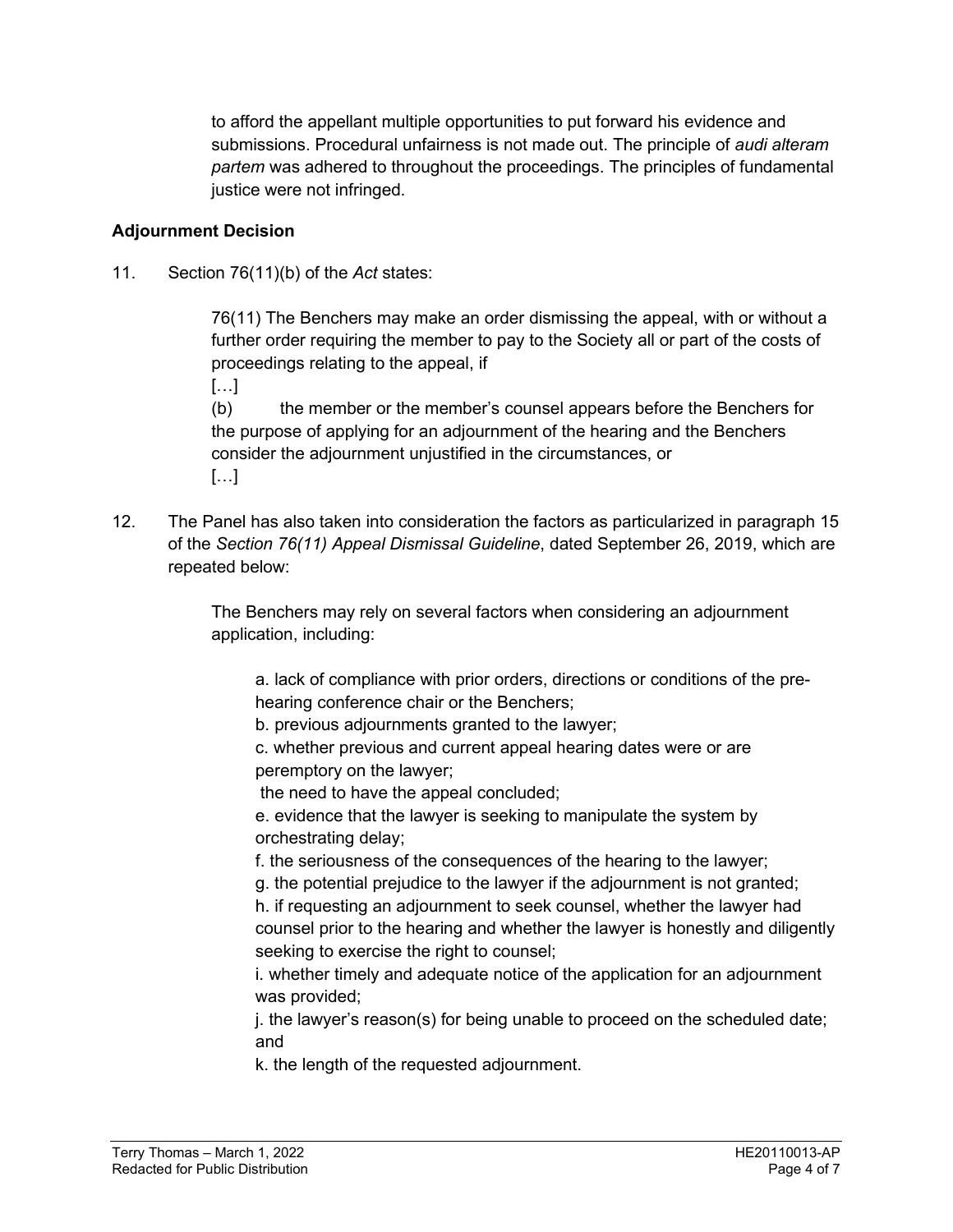to afford the appellant multiple opportunities to put forward his evidence and submissions. Procedural unfairness is not made out. The principle of *audi alteram partem* was adhered to throughout the proceedings. The principles of fundamental justice were not infringed.

**Adjournment Decision**

11. Section 76(11)(b) of the *Act* states:

> 76(11) The Benchers may make an order dismissing the appeal, with or without a further order requiring the member to pay to the Society all or part of the costs of proceedings relating to the appeal, if
> […]
> (b) the member or the member's counsel appears before the Benchers for the purpose of applying for an adjournment of the hearing and the Benchers consider the adjournment unjustified in the circumstances, or
> […]

12. The Panel has also taken into consideration the factors as particularized in paragraph 15 of the *Section 76(11) Appeal Dismissal Guideline*, dated September 26, 2019, which are repeated below:

> The Benchers may rely on several factors when considering an adjournment application, including:
>
> a. lack of compliance with prior orders, directions or conditions of the pre-hearing conference chair or the Benchers;
> b. previous adjournments granted to the lawyer;
> c. whether previous and current appeal hearing dates were or are peremptory on the lawyer;
> the need to have the appeal concluded;
> e. evidence that the lawyer is seeking to manipulate the system by orchestrating delay;
> f. the seriousness of the consequences of the hearing to the lawyer;
> g. the potential prejudice to the lawyer if the adjournment is not granted;
> h. if requesting an adjournment to seek counsel, whether the lawyer had counsel prior to the hearing and whether the lawyer is honestly and diligently seeking to exercise the right to counsel;
> i. whether timely and adequate notice of the application for an adjournment was provided;
> j. the lawyer's reason(s) for being unable to proceed on the scheduled date; and
> k. the length of the requested adjournment.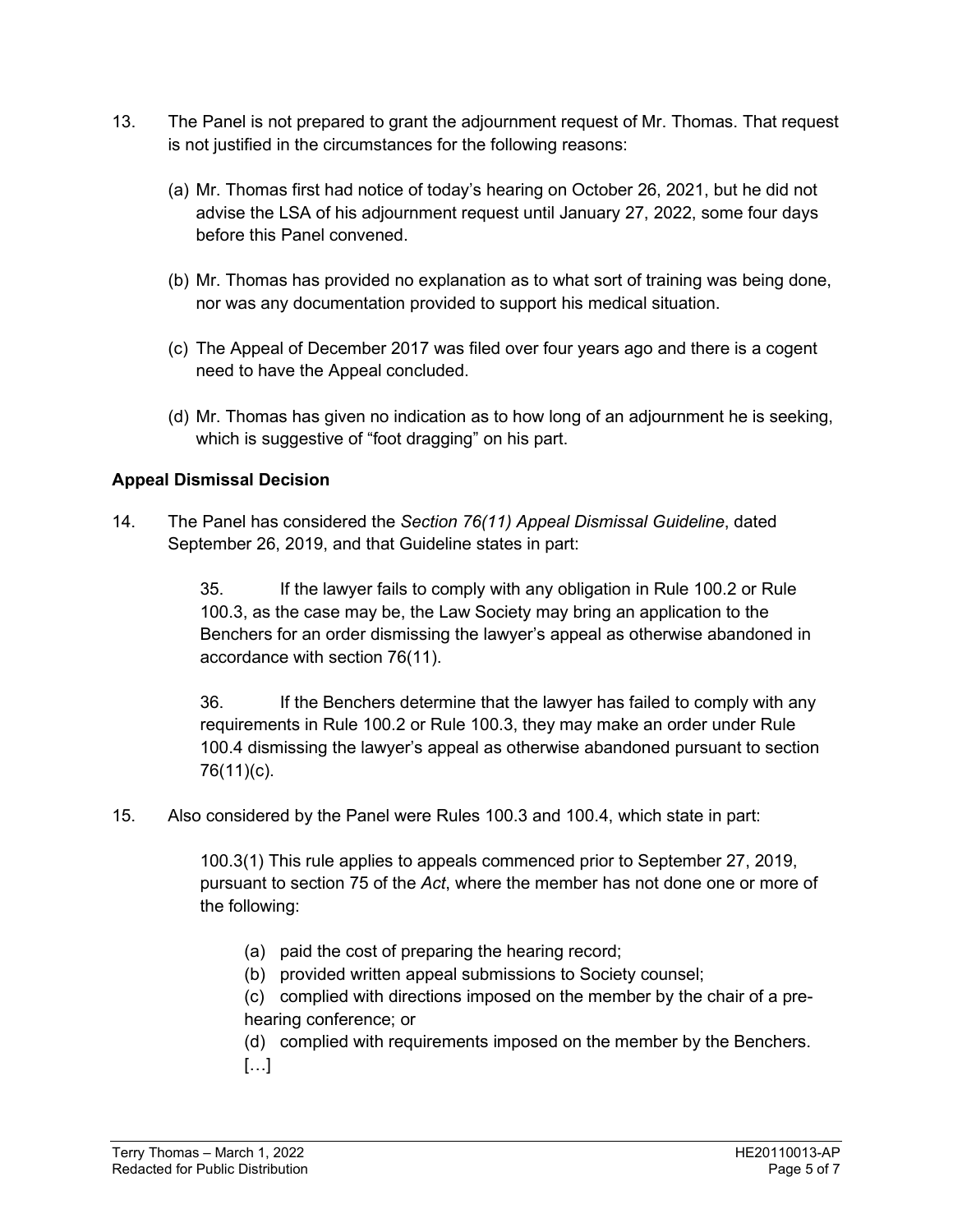13. The Panel is not prepared to grant the adjournment request of Mr. Thomas. That request is not justified in the circumstances for the following reasons:

    (a) Mr. Thomas first had notice of today's hearing on October 26, 2021, but he did not advise the LSA of his adjournment request until January 27, 2022, some four days before this Panel convened.

    (b) Mr. Thomas has provided no explanation as to what sort of training was being done, nor was any documentation provided to support his medical situation.

    (c) The Appeal of December 2017 was filed over four years ago and there is a cogent need to have the Appeal concluded.

    (d) Mr. Thomas has given no indication as to how long of an adjournment he is seeking, which is suggestive of "foot dragging" on his part.

**Appeal Dismissal Decision**

14. The Panel has considered the *Section 76(11) Appeal Dismissal Guideline*, dated September 26, 2019, and that Guideline states in part:

    > 35. If the lawyer fails to comply with any obligation in Rule 100.2 or Rule 100.3, as the case may be, the Law Society may bring an application to the Benchers for an order dismissing the lawyer's appeal as otherwise abandoned in accordance with section 76(11).
    >
    > 36. If the Benchers determine that the lawyer has failed to comply with any requirements in Rule 100.2 or Rule 100.3, they may make an order under Rule 100.4 dismissing the lawyer's appeal as otherwise abandoned pursuant to section 76(11)(c).

15. Also considered by the Panel were Rules 100.3 and 100.4, which state in part:

    > 100.3(1) This rule applies to appeals commenced prior to September 27, 2019, pursuant to section 75 of the *Act*, where the member has not done one or more of the following:
    >
    > (a) paid the cost of preparing the hearing record;
    > (b) provided written appeal submissions to Society counsel;
    > (c) complied with directions imposed on the member by the chair of a pre-hearing conference; or
    > (d) complied with requirements imposed on the member by the Benchers.
    > […]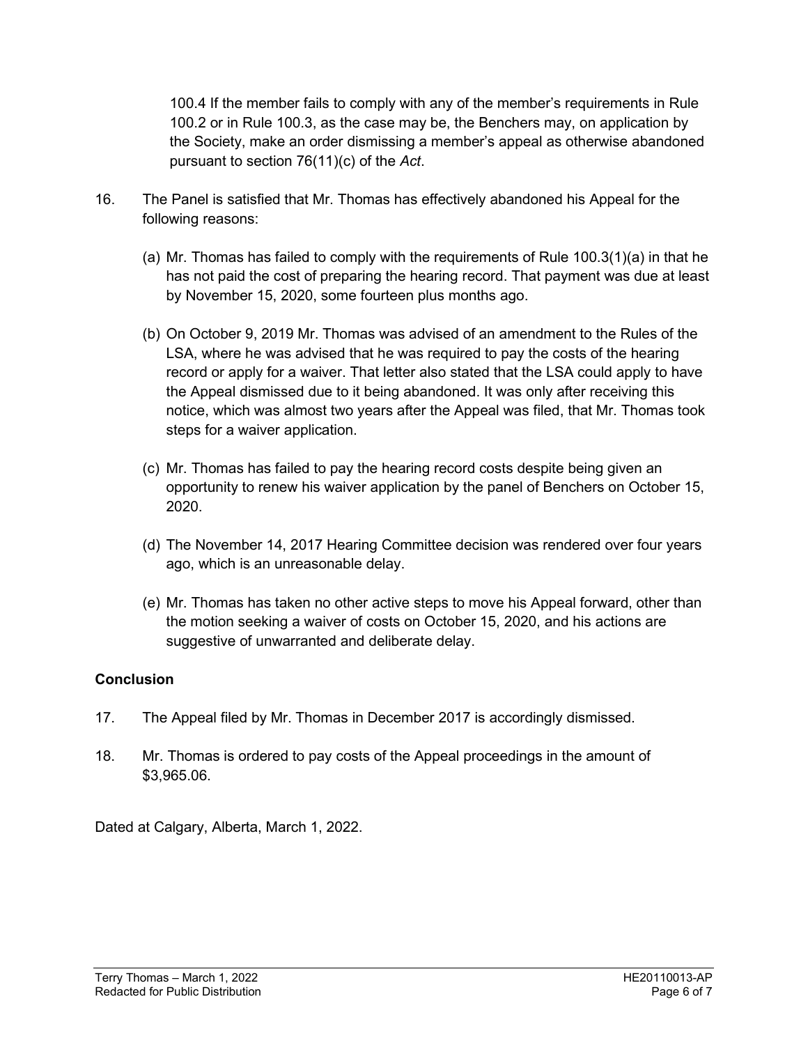100.4 If the member fails to comply with any of the member's requirements in Rule 100.2 or in Rule 100.3, as the case may be, the Benchers may, on application by the Society, make an order dismissing a member's appeal as otherwise abandoned pursuant to section 76(11)(c) of the *Act*.

16. The Panel is satisfied that Mr. Thomas has effectively abandoned his Appeal for the following reasons:

    (a) Mr. Thomas has failed to comply with the requirements of Rule 100.3(1)(a) in that he has not paid the cost of preparing the hearing record. That payment was due at least by November 15, 2020, some fourteen plus months ago.

    (b) On October 9, 2019 Mr. Thomas was advised of an amendment to the Rules of the LSA, where he was advised that he was required to pay the costs of the hearing record or apply for a waiver. That letter also stated that the LSA could apply to have the Appeal dismissed due to it being abandoned. It was only after receiving this notice, which was almost two years after the Appeal was filed, that Mr. Thomas took steps for a waiver application.

    (c) Mr. Thomas has failed to pay the hearing record costs despite being given an opportunity to renew his waiver application by the panel of Benchers on October 15, 2020.

    (d) The November 14, 2017 Hearing Committee decision was rendered over four years ago, which is an unreasonable delay.

    (e) Mr. Thomas has taken no other active steps to move his Appeal forward, other than the motion seeking a waiver of costs on October 15, 2020, and his actions are suggestive of unwarranted and deliberate delay.

## Conclusion

17. The Appeal filed by Mr. Thomas in December 2017 is accordingly dismissed.

18. Mr. Thomas is ordered to pay costs of the Appeal proceedings in the amount of $3,965.06.

Dated at Calgary, Alberta, March 1, 2022.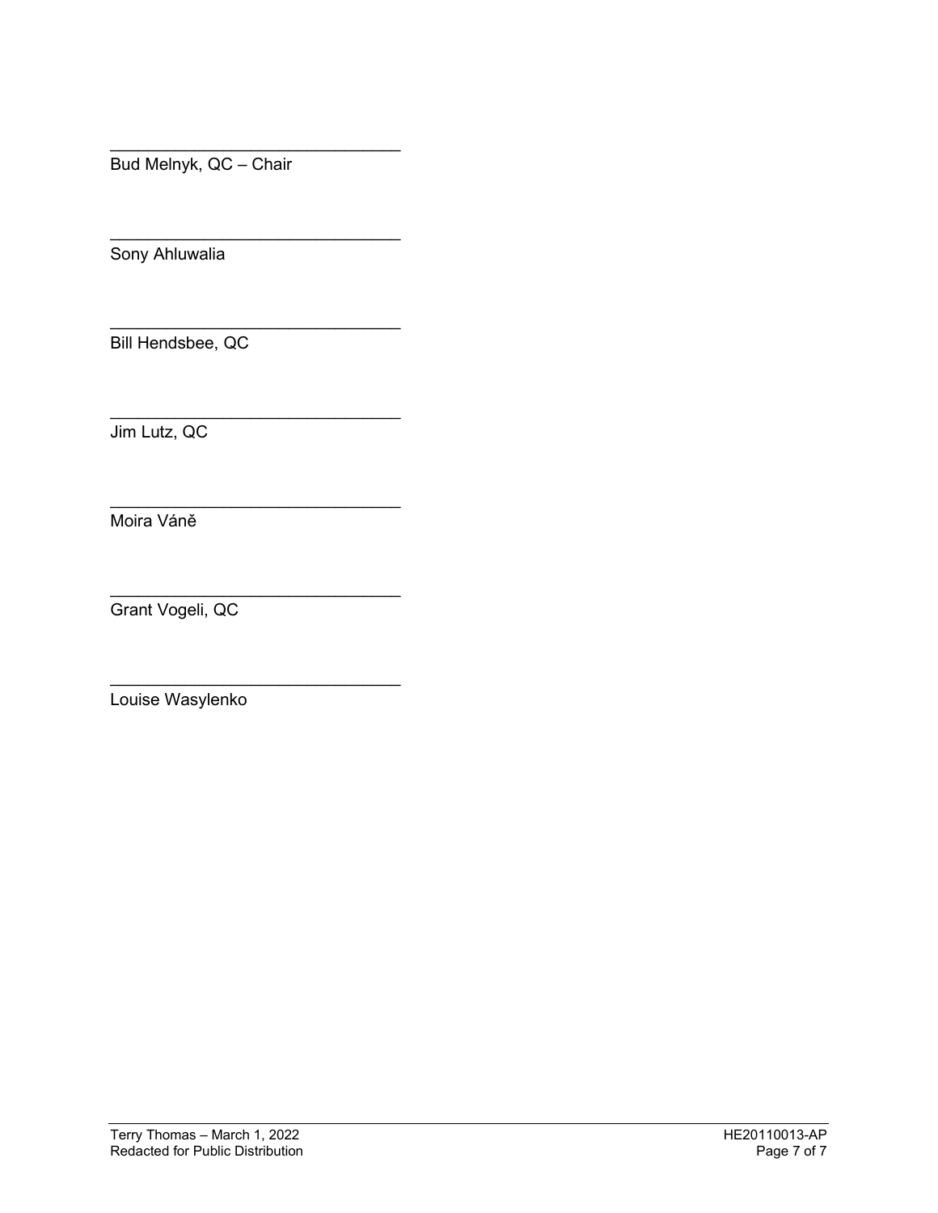\_\_\_\_\_\_\_\_\_\_\_\_\_\_\_\_\_\_\_\_\_\_\_\_\_\_\_\_\_\_\_\_
Bud Melnyk, QC – Chair

\_\_\_\_\_\_\_\_\_\_\_\_\_\_\_\_\_\_\_\_\_\_\_\_\_\_\_\_\_\_\_\_
Sony Ahluwalia

\_\_\_\_\_\_\_\_\_\_\_\_\_\_\_\_\_\_\_\_\_\_\_\_\_\_\_\_\_\_\_\_
Bill Hendsbee, QC

\_\_\_\_\_\_\_\_\_\_\_\_\_\_\_\_\_\_\_\_\_\_\_\_\_\_\_\_\_\_\_\_
Jim Lutz, QC

\_\_\_\_\_\_\_\_\_\_\_\_\_\_\_\_\_\_\_\_\_\_\_\_\_\_\_\_\_\_\_\_
Moira Váně

\_\_\_\_\_\_\_\_\_\_\_\_\_\_\_\_\_\_\_\_\_\_\_\_\_\_\_\_\_\_\_\_
Grant Vogeli, QC

\_\_\_\_\_\_\_\_\_\_\_\_\_\_\_\_\_\_\_\_\_\_\_\_\_\_\_\_\_\_\_\_
Louise Wasylenko